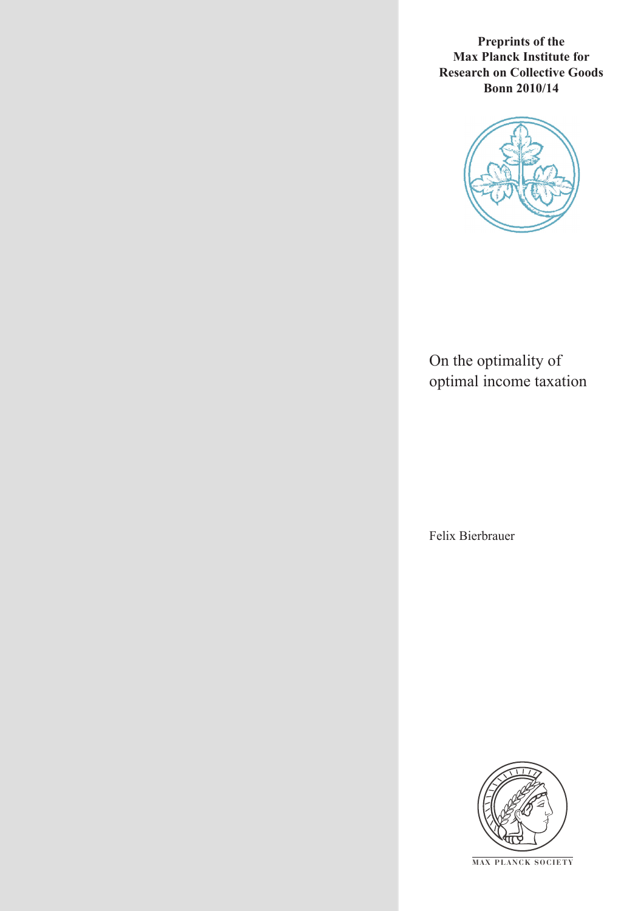**Preprints of the Max Planck Institute for Research on Collective Goods Bonn 2010/14**

# On the optimality of optimal income taxation

Felix Bierbrauer

MAX PLANCK SOCIETY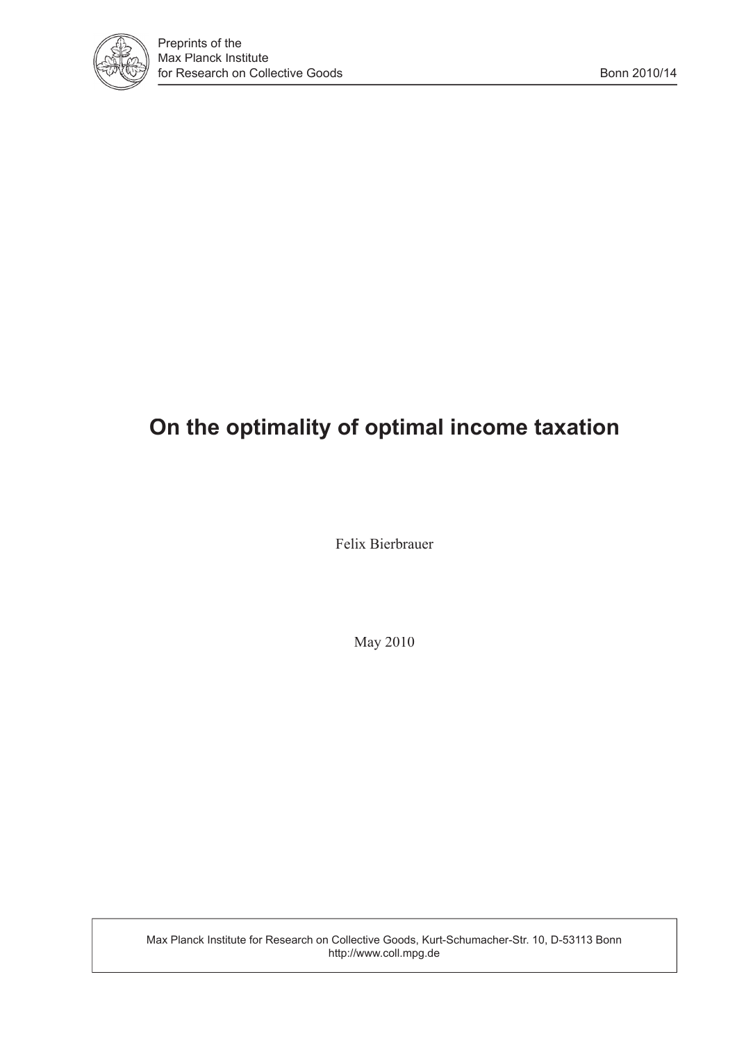Preprints of the
Max Planck Institute
for Research on Collective Goods

Bonn 2010/14

# On the optimality of optimal income taxation

Felix Bierbrauer

May 2010

Max Planck Institute for Research on Collective Goods, Kurt-Schumacher-Str. 10, D-53113 Bonn
http://www.coll.mpg.de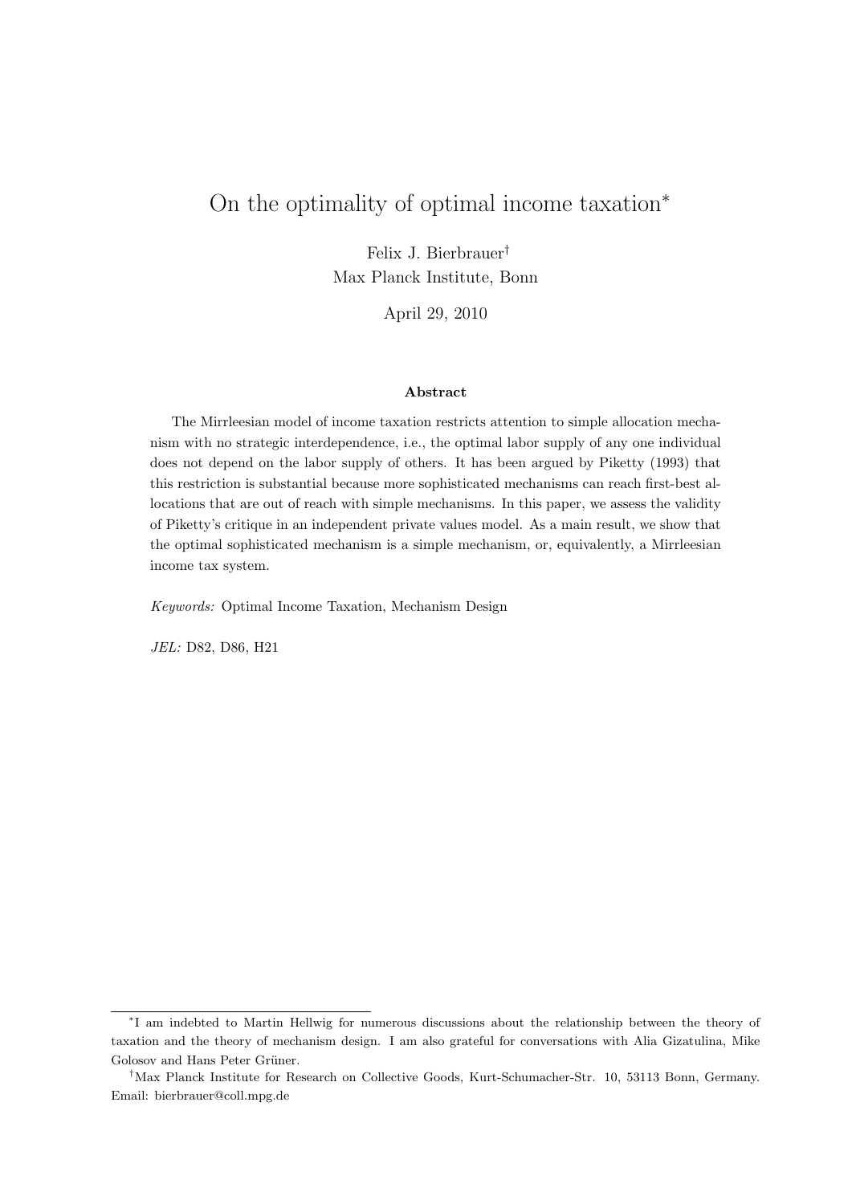# On the optimality of optimal income taxation[*]

Felix J. Bierbrauer[†]
Max Planck Institute, Bonn

April 29, 2010

### Abstract

The Mirrleesian model of income taxation restricts attention to simple allocation mechanism with no strategic interdependence, i.e., the optimal labor supply of any one individual does not depend on the labor supply of others. It has been argued by Piketty (1993) that this restriction is substantial because more sophisticated mechanisms can reach first-best allocations that are out of reach with simple mechanisms. In this paper, we assess the validity of Piketty's critique in an independent private values model. As a main result, we show that the optimal sophisticated mechanism is a simple mechanism, or, equivalently, a Mirrleesian income tax system.

*Keywords:* Optimal Income Taxation, Mechanism Design

*JEL:* D82, D86, H21

---

[*] I am indebted to Martin Hellwig for numerous discussions about the relationship between the theory of taxation and the theory of mechanism design. I am also grateful for conversations with Alia Gizatulina, Mike Golosov and Hans Peter Grüner.

[†] Max Planck Institute for Research on Collective Goods, Kurt-Schumacher-Str. 10, 53113 Bonn, Germany. Email: bierbrauer@coll.mpg.de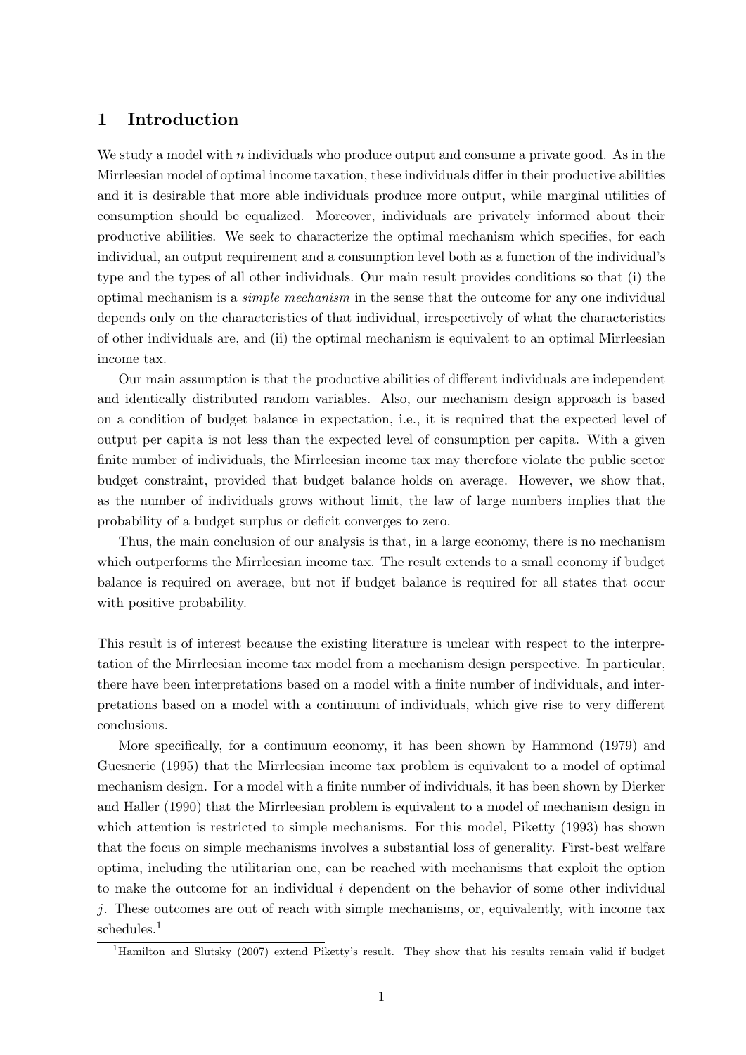# 1 Introduction

We study a model with $n$ individuals who produce output and consume a private good. As in the Mirrleesian model of optimal income taxation, these individuals differ in their productive abilities and it is desirable that more able individuals produce more output, while marginal utilities of consumption should be equalized. Moreover, individuals are privately informed about their productive abilities. We seek to characterize the optimal mechanism which specifies, for each individual, an output requirement and a consumption level both as a function of the individual's type and the types of all other individuals. Our main result provides conditions so that (i) the optimal mechanism is a *simple mechanism* in the sense that the outcome for any one individual depends only on the characteristics of that individual, irrespectively of what the characteristics of other individuals are, and (ii) the optimal mechanism is equivalent to an optimal Mirrleesian income tax.

Our main assumption is that the productive abilities of different individuals are independent and identically distributed random variables. Also, our mechanism design approach is based on a condition of budget balance in expectation, i.e., it is required that the expected level of output per capita is not less than the expected level of consumption per capita. With a given finite number of individuals, the Mirrleesian income tax may therefore violate the public sector budget constraint, provided that budget balance holds on average. However, we show that, as the number of individuals grows without limit, the law of large numbers implies that the probability of a budget surplus or deficit converges to zero.

Thus, the main conclusion of our analysis is that, in a large economy, there is no mechanism which outperforms the Mirrleesian income tax. The result extends to a small economy if budget balance is required on average, but not if budget balance is required for all states that occur with positive probability.

This result is of interest because the existing literature is unclear with respect to the interpretation of the Mirrleesian income tax model from a mechanism design perspective. In particular, there have been interpretations based on a model with a finite number of individuals, and interpretations based on a model with a continuum of individuals, which give rise to very different conclusions.

More specifically, for a continuum economy, it has been shown by Hammond (1979) and Guesnerie (1995) that the Mirrleesian income tax problem is equivalent to a model of optimal mechanism design. For a model with a finite number of individuals, it has been shown by Dierker and Haller (1990) that the Mirrleesian problem is equivalent to a model of mechanism design in which attention is restricted to simple mechanisms. For this model, Piketty (1993) has shown that the focus on simple mechanisms involves a substantial loss of generality. First-best welfare optima, including the utilitarian one, can be reached with mechanisms that exploit the option to make the outcome for an individual $i$ dependent on the behavior of some other individual $j$. These outcomes are out of reach with simple mechanisms, or, equivalently, with income tax schedules.[1]

[1]Hamilton and Slutsky (2007) extend Piketty's result. They show that his results remain valid if budget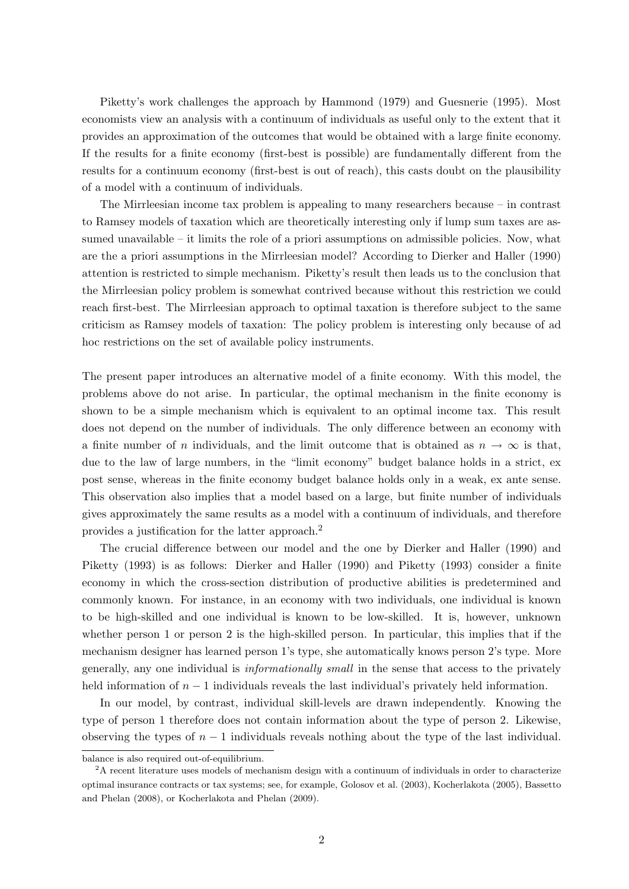Piketty's work challenges the approach by Hammond (1979) and Guesnerie (1995). Most economists view an analysis with a continuum of individuals as useful only to the extent that it provides an approximation of the outcomes that would be obtained with a large finite economy. If the results for a finite economy (first-best is possible) are fundamentally different from the results for a continuum economy (first-best is out of reach), this casts doubt on the plausibility of a model with a continuum of individuals.

The Mirrleesian income tax problem is appealing to many researchers because – in contrast to Ramsey models of taxation which are theoretically interesting only if lump sum taxes are assumed unavailable – it limits the role of a priori assumptions on admissible policies. Now, what are the a priori assumptions in the Mirrleesian model? According to Dierker and Haller (1990) attention is restricted to simple mechanism. Piketty's result then leads us to the conclusion that the Mirrleesian policy problem is somewhat contrived because without this restriction we could reach first-best. The Mirrleesian approach to optimal taxation is therefore subject to the same criticism as Ramsey models of taxation: The policy problem is interesting only because of ad hoc restrictions on the set of available policy instruments.

The present paper introduces an alternative model of a finite economy. With this model, the problems above do not arise. In particular, the optimal mechanism in the finite economy is shown to be a simple mechanism which is equivalent to an optimal income tax. This result does not depend on the number of individuals. The only difference between an economy with a finite number of $n$ individuals, and the limit outcome that is obtained as $n \to \infty$ is that, due to the law of large numbers, in the "limit economy" budget balance holds in a strict, ex post sense, whereas in the finite economy budget balance holds only in a weak, ex ante sense. This observation also implies that a model based on a large, but finite number of individuals gives approximately the same results as a model with a continuum of individuals, and therefore provides a justification for the latter approach.[2]

The crucial difference between our model and the one by Dierker and Haller (1990) and Piketty (1993) is as follows: Dierker and Haller (1990) and Piketty (1993) consider a finite economy in which the cross-section distribution of productive abilities is predetermined and commonly known. For instance, in an economy with two individuals, one individual is known to be high-skilled and one individual is known to be low-skilled. It is, however, unknown whether person 1 or person 2 is the high-skilled person. In particular, this implies that if the mechanism designer has learned person 1's type, she automatically knows person 2's type. More generally, any one individual is *informationally small* in the sense that access to the privately held information of $n-1$ individuals reveals the last individual's privately held information.

In our model, by contrast, individual skill-levels are drawn independently. Knowing the type of person 1 therefore does not contain information about the type of person 2. Likewise, observing the types of $n-1$ individuals reveals nothing about the type of the last individual.

balance is also required out-of-equilibrium.

[2] A recent literature uses models of mechanism design with a continuum of individuals in order to characterize optimal insurance contracts or tax systems; see, for example, Golosov et al. (2003), Kocherlakota (2005), Bassetto and Phelan (2008), or Kocherlakota and Phelan (2009).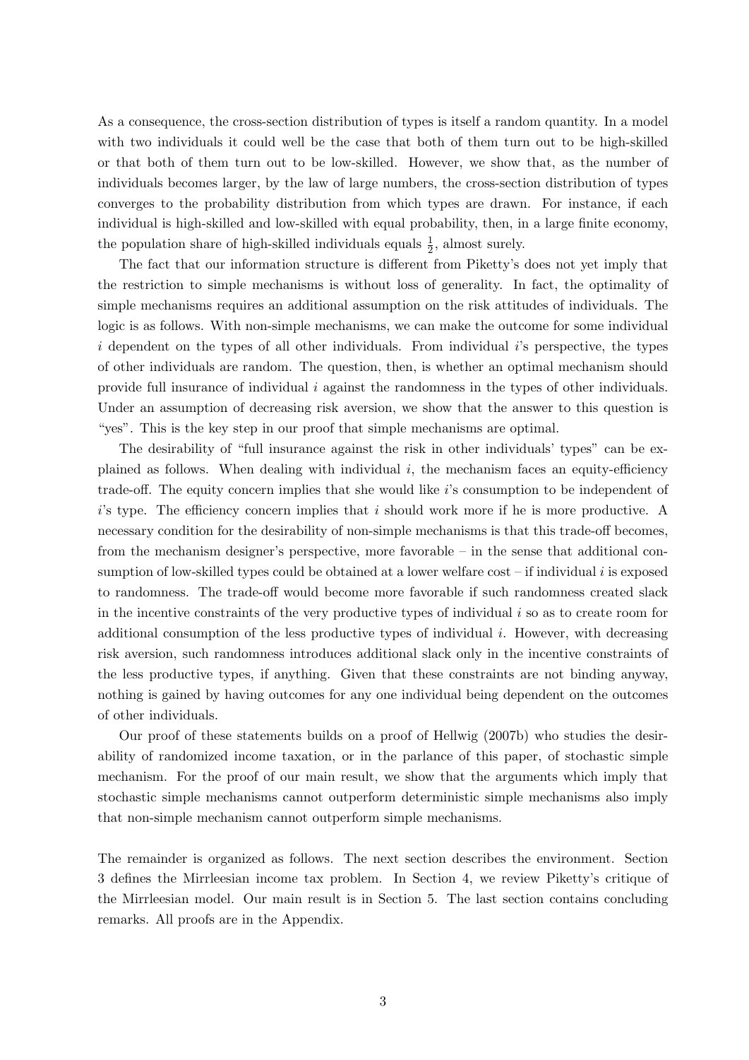As a consequence, the cross-section distribution of types is itself a random quantity. In a model with two individuals it could well be the case that both of them turn out to be high-skilled or that both of them turn out to be low-skilled. However, we show that, as the number of individuals becomes larger, by the law of large numbers, the cross-section distribution of types converges to the probability distribution from which types are drawn. For instance, if each individual is high-skilled and low-skilled with equal probability, then, in a large finite economy, the population share of high-skilled individuals equals $\frac{1}{2}$, almost surely.

The fact that our information structure is different from Piketty's does not yet imply that the restriction to simple mechanisms is without loss of generality. In fact, the optimality of simple mechanisms requires an additional assumption on the risk attitudes of individuals. The logic is as follows. With non-simple mechanisms, we can make the outcome for some individual $i$ dependent on the types of all other individuals. From individual $i$'s perspective, the types of other individuals are random. The question, then, is whether an optimal mechanism should provide full insurance of individual $i$ against the randomness in the types of other individuals. Under an assumption of decreasing risk aversion, we show that the answer to this question is "yes". This is the key step in our proof that simple mechanisms are optimal.

The desirability of "full insurance against the risk in other individuals' types" can be explained as follows. When dealing with individual $i$, the mechanism faces an equity-efficiency trade-off. The equity concern implies that she would like $i$'s consumption to be independent of $i$'s type. The efficiency concern implies that $i$ should work more if he is more productive. A necessary condition for the desirability of non-simple mechanisms is that this trade-off becomes, from the mechanism designer's perspective, more favorable – in the sense that additional consumption of low-skilled types could be obtained at a lower welfare cost – if individual $i$ is exposed to randomness. The trade-off would become more favorable if such randomness created slack in the incentive constraints of the very productive types of individual $i$ so as to create room for additional consumption of the less productive types of individual $i$. However, with decreasing risk aversion, such randomness introduces additional slack only in the incentive constraints of the less productive types, if anything. Given that these constraints are not binding anyway, nothing is gained by having outcomes for any one individual being dependent on the outcomes of other individuals.

Our proof of these statements builds on a proof of Hellwig (2007b) who studies the desirability of randomized income taxation, or in the parlance of this paper, of stochastic simple mechanism. For the proof of our main result, we show that the arguments which imply that stochastic simple mechanisms cannot outperform deterministic simple mechanisms also imply that non-simple mechanism cannot outperform simple mechanisms.

The remainder is organized as follows. The next section describes the environment. Section 3 defines the Mirrleesian income tax problem. In Section 4, we review Piketty's critique of the Mirrleesian model. Our main result is in Section 5. The last section contains concluding remarks. All proofs are in the Appendix.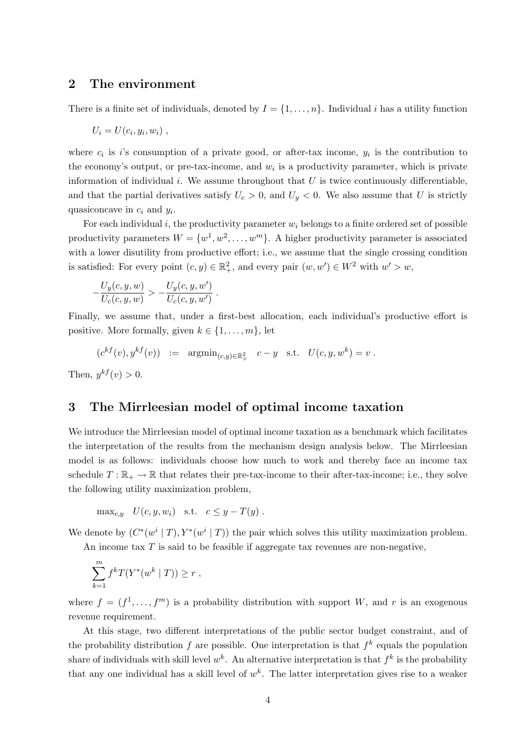## 2 The environment

There is a finite set of individuals, denoted by $I = \{1, \dots, n\}$. Individual $i$ has a utility function

$$U_i = U(c_i, y_i, w_i) \ ,$$

where $c_i$ is $i$'s consumption of a private good, or after-tax income, $y_i$ is the contribution to the economy's output, or pre-tax-income, and $w_i$ is a productivity parameter, which is private information of individual $i$. We assume throughout that $U$ is twice continuously differentiable, and that the partial derivatives satisfy $U_c > 0$, and $U_y < 0$. We also assume that $U$ is strictly quasiconcave in $c_i$ and $y_i$.

For each individual $i$, the productivity parameter $w_i$ belongs to a finite ordered set of possible productivity parameters $W = \{w^1, w^2, \dots, w^m\}$. A higher productivity parameter is associated with a lower disutility from productive effort; i.e., we assume that the single crossing condition is satisfied: For every point $(c, y) \in \mathbb{R}^2_+$, and every pair $(w, w') \in W^2$ with $w' > w$,

$$-\frac{U_y(c, y, w)}{U_c(c, y, w)} > -\frac{U_y(c, y, w')}{U_c(c, y, w')} \ .$$

Finally, we assume that, under a first-best allocation, each individual's productive effort is positive. More formally, given $k \in \{1, \dots, m\}$, let

$$(c^{kf}(v), y^{kf}(v)) \quad := \quad \text{argmin}_{(c,y) \in \mathbb{R}^2_+} \quad c - y \quad \text{s.t.} \quad U(c, y, w^k) = v \ .$$

Then, $y^{kf}(v) > 0$.

## 3 The Mirrleesian model of optimal income taxation

We introduce the Mirrleesian model of optimal income taxation as a benchmark which facilitates the interpretation of the results from the mechanism design analysis below. The Mirrleesian model is as follows: individuals choose how much to work and thereby face an income tax schedule $T : \mathbb{R}_+ \rightarrow \mathbb{R}$ that relates their pre-tax-income to their after-tax-income; i.e., they solve the following utility maximization problem,

$$\max_{c,y} \quad U(c, y, w_i) \quad \text{s.t.} \quad c \leq y - T(y) \ .$$

We denote by $(C^*(w^i \mid T), Y^*(w^i \mid T))$ the pair which solves this utility maximization problem.

An income tax $T$ is said to be feasible if aggregate tax revenues are non-negative,

$$\sum_{k=1}^{m} f^k T(Y^*(w^k \mid T)) \geq r \ ,$$

where $f = (f^1, \dots, f^m)$ is a probability distribution with support $W$, and $r$ is an exogenous revenue requirement.

At this stage, two different interpretations of the public sector budget constraint, and of the probability distribution $f$ are possible. One interpretation is that $f^k$ equals the population share of individuals with skill level $w^k$. An alternative interpretation is that $f^k$ is the probability that any one individual has a skill level of $w^k$. The latter interpretation gives rise to a weaker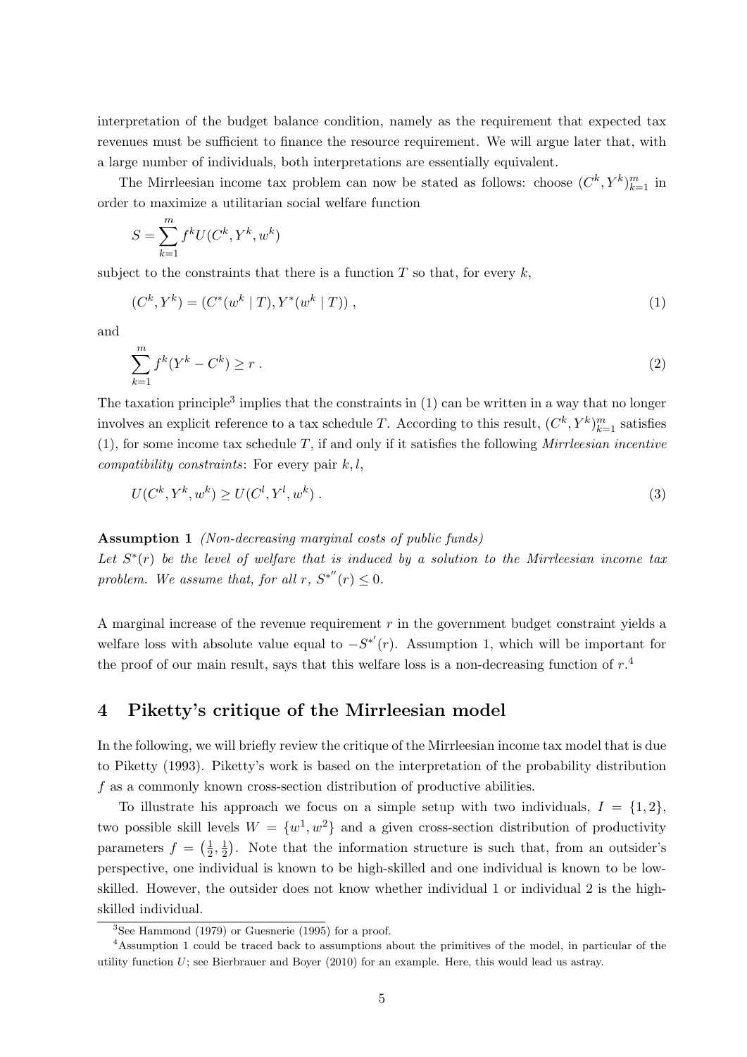interpretation of the budget balance condition, namely as the requirement that expected tax revenues must be sufficient to finance the resource requirement. We will argue later that, with a large number of individuals, both interpretations are essentially equivalent.

The Mirrleesian income tax problem can now be stated as follows: choose $(C^k, Y^k)_{k=1}^m$ in order to maximize a utilitarian social welfare function

$$S = \sum_{k=1}^{m} f^k U(C^k, Y^k, w^k)$$

subject to the constraints that there is a function $T$ so that, for every $k$,

$$(C^k, Y^k) = (C^*(w^k \mid T), Y^*(w^k \mid T)) \, , \tag{1}$$

and

$$\sum_{k=1}^{m} f^k (Y^k - C^k) \geq r \, . \tag{2}$$

The taxation principle[3] implies that the constraints in (1) can be written in a way that no longer involves an explicit reference to a tax schedule $T$. According to this result, $(C^k, Y^k)_{k=1}^m$ satisfies (1), for some income tax schedule $T$, if and only if it satisfies the following *Mirrleesian incentive compatibility constraints*: For every pair $k, l$,

$$U(C^k, Y^k, w^k) \geq U(C^l, Y^l, w^k) \, . \tag{3}$$

**Assumption 1** *(Non-decreasing marginal costs of public funds)*
*Let $S^*(r)$ be the level of welfare that is induced by a solution to the Mirrleesian income tax problem. We assume that, for all $r$, $S^{*''}(r) \leq 0$.*

A marginal increase of the revenue requirement $r$ in the government budget constraint yields a welfare loss with absolute value equal to $-S^{*'}(r)$. Assumption 1, which will be important for the proof of our main result, says that this welfare loss is a non-decreasing function of $r$.[4]

## 4 Piketty's critique of the Mirrleesian model

In the following, we will briefly review the critique of the Mirrleesian income tax model that is due to Piketty (1993). Piketty's work is based on the interpretation of the probability distribution $f$ as a commonly known cross-section distribution of productive abilities.

To illustrate his approach we focus on a simple setup with two individuals, $I = \{1, 2\}$, two possible skill levels $W = \{w^1, w^2\}$ and a given cross-section distribution of productivity parameters $f = \left(\frac{1}{2}, \frac{1}{2}\right)$. Note that the information structure is such that, from an outsider's perspective, one individual is known to be high-skilled and one individual is known to be low-skilled. However, the outsider does not know whether individual 1 or individual 2 is the high-skilled individual.

[3] See Hammond (1979) or Guesnerie (1995) for a proof.

[4] Assumption 1 could be traced back to assumptions about the primitives of the model, in particular of the utility function $U$; see Bierbrauer and Boyer (2010) for an example. Here, this would lead us astray.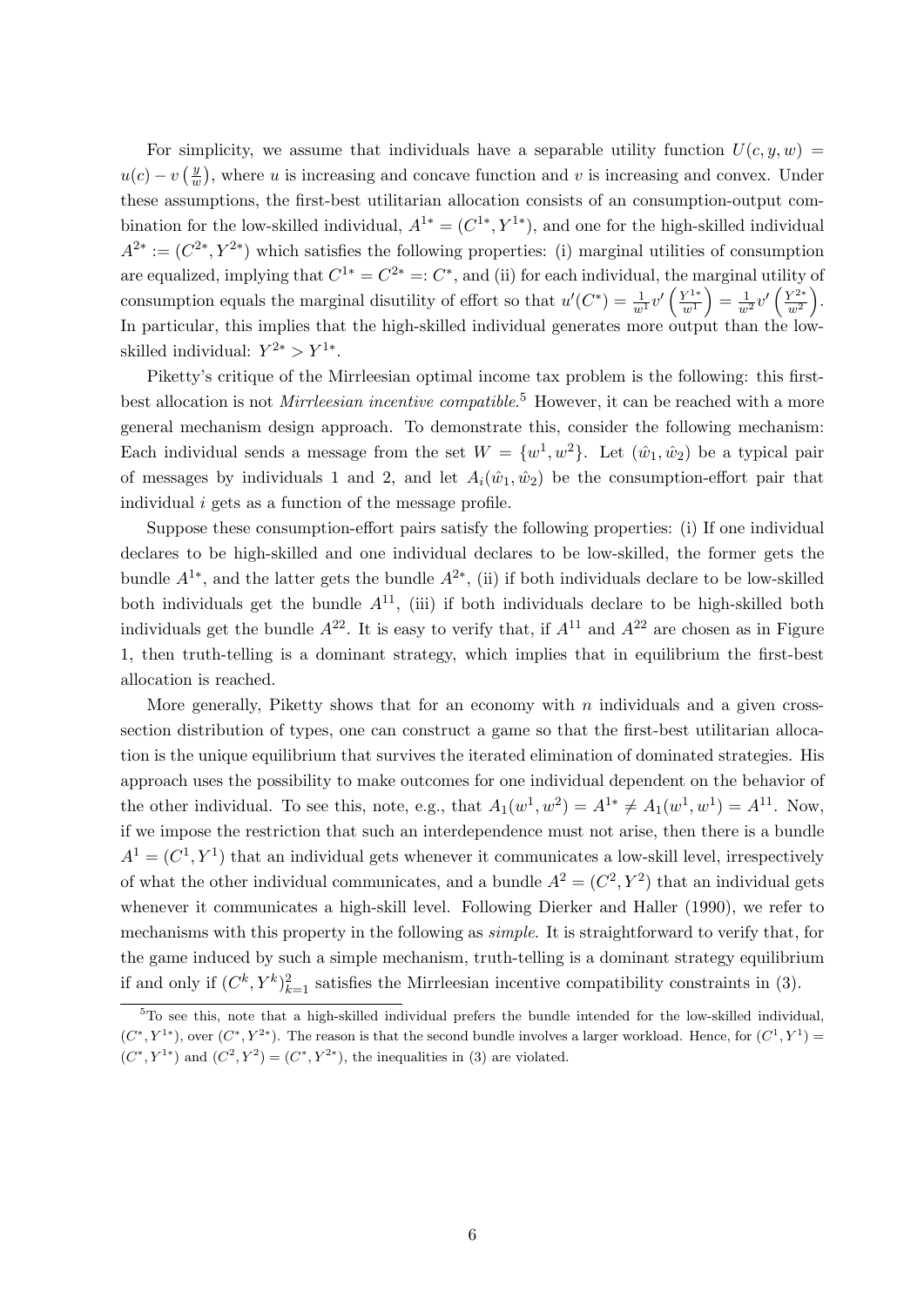For simplicity, we assume that individuals have a separable utility function $U(c, y, w) = u(c) - v\left(\frac{y}{w}\right)$, where $u$ is increasing and concave function and $v$ is increasing and convex. Under these assumptions, the first-best utilitarian allocation consists of an consumption-output combination for the low-skilled individual, $A^{1*} = (C^{1*}, Y^{1*})$, and one for the high-skilled individual $A^{2*} := (C^{2*}, Y^{2*})$ which satisfies the following properties: (i) marginal utilities of consumption are equalized, implying that $C^{1*} = C^{2*} =: C^*$, and (ii) for each individual, the marginal utility of consumption equals the marginal disutility of effort so that $u'(C^*) = \frac{1}{w^1} v'\left(\frac{Y^{1*}}{w^1}\right) = \frac{1}{w^2} v'\left(\frac{Y^{2*}}{w^2}\right)$. In particular, this implies that the high-skilled individual generates more output than the low-skilled individual: $Y^{2*} > Y^{1*}$.

Piketty's critique of the Mirrleesian optimal income tax problem is the following: this first-best allocation is not *Mirrleesian incentive compatible*.[5] However, it can be reached with a more general mechanism design approach. To demonstrate this, consider the following mechanism: Each individual sends a message from the set $W = \{w^1, w^2\}$. Let $(\hat{w}_1, \hat{w}_2)$ be a typical pair of messages by individuals 1 and 2, and let $A_i(\hat{w}_1, \hat{w}_2)$ be the consumption-effort pair that individual $i$ gets as a function of the message profile.

Suppose these consumption-effort pairs satisfy the following properties: (i) If one individual declares to be high-skilled and one individual declares to be low-skilled, the former gets the bundle $A^{1*}$, and the latter gets the bundle $A^{2*}$, (ii) if both individuals declare to be low-skilled both individuals get the bundle $A^{11}$, (iii) if both individuals declare to be high-skilled both individuals get the bundle $A^{22}$. It is easy to verify that, if $A^{11}$ and $A^{22}$ are chosen as in Figure 1, then truth-telling is a dominant strategy, which implies that in equilibrium the first-best allocation is reached.

More generally, Piketty shows that for an economy with $n$ individuals and a given cross-section distribution of types, one can construct a game so that the first-best utilitarian allocation is the unique equilibrium that survives the iterated elimination of dominated strategies. His approach uses the possibility to make outcomes for one individual dependent on the behavior of the other individual. To see this, note, e.g., that $A_1(w^1, w^2) = A^{1*} \neq A_1(w^1, w^1) = A^{11}$. Now, if we impose the restriction that such an interdependence must not arise, then there is a bundle $A^1 = (C^1, Y^1)$ that an individual gets whenever it communicates a low-skill level, irrespectively of what the other individual communicates, and a bundle $A^2 = (C^2, Y^2)$ that an individual gets whenever it communicates a high-skill level. Following Dierker and Haller (1990), we refer to mechanisms with this property in the following as *simple*. It is straightforward to verify that, for the game induced by such a simple mechanism, truth-telling is a dominant strategy equilibrium if and only if $(C^k, Y^k)_{k=1}^2$ satisfies the Mirrleesian incentive compatibility constraints in (3).

[5] To see this, note that a high-skilled individual prefers the bundle intended for the low-skilled individual, $(C^*, Y^{1*})$, over $(C^*, Y^{2*})$. The reason is that the second bundle involves a larger workload. Hence, for $(C^1, Y^1) = (C^*, Y^{1*})$ and $(C^2, Y^2) = (C^*, Y^{2*})$, the inequalities in (3) are violated.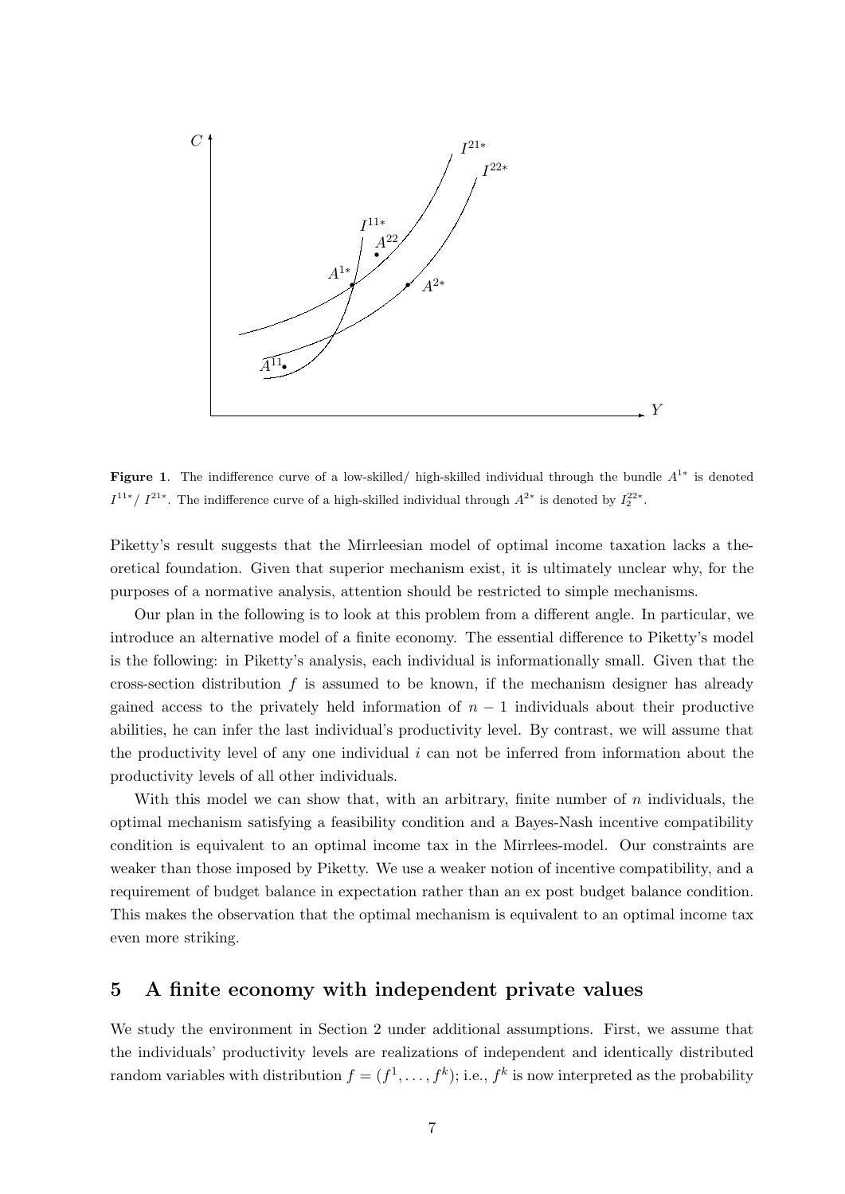**Figure 1**. The indifference curve of a low-skilled/ high-skilled individual through the bundle $A^{1*}$ is denoted $I^{11*}$/ $I^{21*}$. The indifference curve of a high-skilled individual through $A^{2*}$ is denoted by $I_2^{22*}$.

Piketty's result suggests that the Mirrleesian model of optimal income taxation lacks a theoretical foundation. Given that superior mechanism exist, it is ultimately unclear why, for the purposes of a normative analysis, attention should be restricted to simple mechanisms.

Our plan in the following is to look at this problem from a different angle. In particular, we introduce an alternative model of a finite economy. The essential difference to Piketty's model is the following: in Piketty's analysis, each individual is informationally small. Given that the cross-section distribution $f$ is assumed to be known, if the mechanism designer has already gained access to the privately held information of $n-1$ individuals about their productive abilities, he can infer the last individual's productivity level. By contrast, we will assume that the productivity level of any one individual $i$ can not be inferred from information about the productivity levels of all other individuals.

With this model we can show that, with an arbitrary, finite number of $n$ individuals, the optimal mechanism satisfying a feasibility condition and a Bayes-Nash incentive compatibility condition is equivalent to an optimal income tax in the Mirrlees-model. Our constraints are weaker than those imposed by Piketty. We use a weaker notion of incentive compatibility, and a requirement of budget balance in expectation rather than an ex post budget balance condition. This makes the observation that the optimal mechanism is equivalent to an optimal income tax even more striking.

## 5 A finite economy with independent private values

We study the environment in Section 2 under additional assumptions. First, we assume that the individuals' productivity levels are realizations of independent and identically distributed random variables with distribution $f = (f^1, \ldots, f^k)$; i.e., $f^k$ is now interpreted as the probability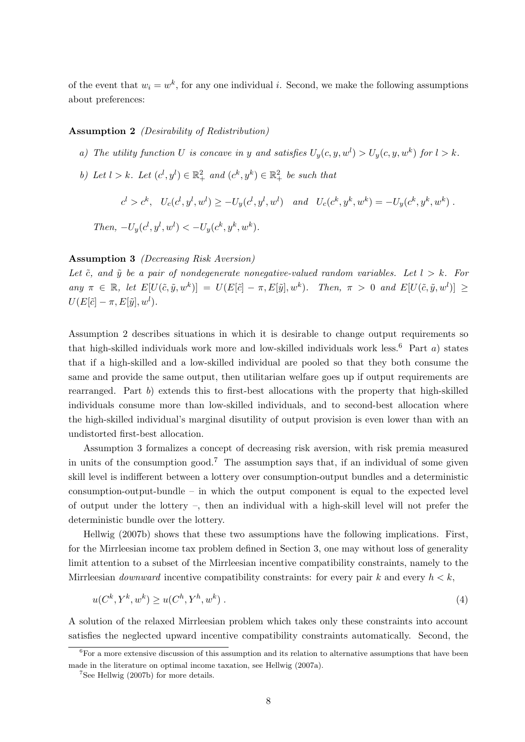of the event that $w_i = w^k$, for any one individual $i$. Second, we make the following assumptions about preferences:

**Assumption 2** *(Desirability of Redistribution)*

*a) The utility function $U$ is concave in $y$ and satisfies $U_y(c, y, w^l) > U_y(c, y, w^k)$ for $l > k$.*

*b) Let $l > k$. Let $(c^l, y^l) \in \mathbb{R}^2_+$ and $(c^k, y^k) \in \mathbb{R}^2_+$ be such that*

$$c^l > c^k, \quad U_c(c^l, y^l, w^l) \geq -U_y(c^l, y^l, w^l) \quad \text{and} \quad U_c(c^k, y^k, w^k) = -U_y(c^k, y^k, w^k) \; .$$

*Then, $-U_y(c^l, y^l, w^l) < -U_y(c^k, y^k, w^k)$.*

**Assumption 3** *(Decreasing Risk Aversion)*

*Let $\tilde{c}$, and $\tilde{y}$ be a pair of nondegenerate nonegative-valued random variables. Let $l > k$. For any $\pi \in \mathbb{R}$, let $E[U(\tilde{c}, \tilde{y}, w^k)] = U(E[\tilde{c}] - \pi, E[\tilde{y}], w^k)$. Then, $\pi > 0$ and $E[U(\tilde{c}, \tilde{y}, w^l)] \geq U(E[\tilde{c}] - \pi, E[\tilde{y}], w^l)$.*

Assumption 2 describes situations in which it is desirable to change output requirements so that high-skilled individuals work more and low-skilled individuals work less.[6] Part *a*) states that if a high-skilled and a low-skilled individual are pooled so that they both consume the same and provide the same output, then utilitarian welfare goes up if output requirements are rearranged. Part *b*) extends this to first-best allocations with the property that high-skilled individuals consume more than low-skilled individuals, and to second-best allocation where the high-skilled individual's marginal disutility of output provision is even lower than with an undistorted first-best allocation.

Assumption 3 formalizes a concept of decreasing risk aversion, with risk premia measured in units of the consumption good.[7] The assumption says that, if an individual of some given skill level is indifferent between a lottery over consumption-output bundles and a deterministic consumption-output-bundle – in which the output component is equal to the expected level of output under the lottery –, then an individual with a high-skill level will not prefer the deterministic bundle over the lottery.

Hellwig (2007b) shows that these two assumptions have the following implications. First, for the Mirrleesian income tax problem defined in Section 3, one may without loss of generality limit attention to a subset of the Mirrleesian incentive compatibility constraints, namely to the Mirrleesian *downward* incentive compatibility constraints: for every pair $k$ and every $h < k$,

$$u(C^k, Y^k, w^k) \geq u(C^h, Y^h, w^k) \; . \tag{4}$$

A solution of the relaxed Mirrleesian problem which takes only these constraints into account satisfies the neglected upward incentive compatibility constraints automatically. Second, the

[6] For a more extensive discussion of this assumption and its relation to alternative assumptions that have been made in the literature on optimal income taxation, see Hellwig (2007a).

[7] See Hellwig (2007b) for more details.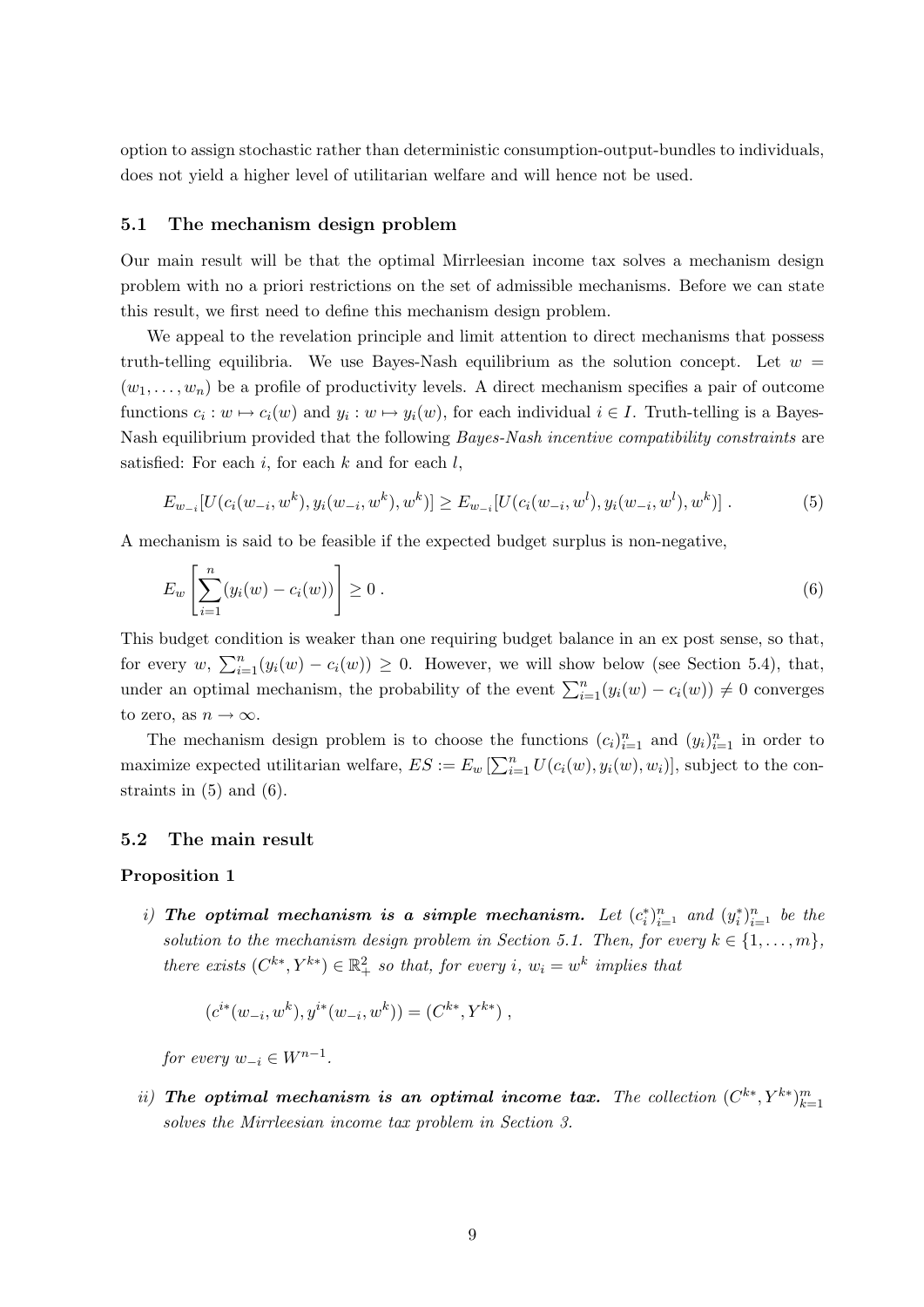option to assign stochastic rather than deterministic consumption-output-bundles to individuals, does not yield a higher level of utilitarian welfare and will hence not be used.

### 5.1 The mechanism design problem

Our main result will be that the optimal Mirrleesian income tax solves a mechanism design problem with no a priori restrictions on the set of admissible mechanisms. Before we can state this result, we first need to define this mechanism design problem.

We appeal to the revelation principle and limit attention to direct mechanisms that possess truth-telling equilibria. We use Bayes-Nash equilibrium as the solution concept. Let $w = (w_1, \ldots, w_n)$ be a profile of productivity levels. A direct mechanism specifies a pair of outcome functions $c_i : w \mapsto c_i(w)$ and $y_i : w \mapsto y_i(w)$, for each individual $i \in I$. Truth-telling is a Bayes-Nash equilibrium provided that the following *Bayes-Nash incentive compatibility constraints* are satisfied: For each $i$, for each $k$ and for each $l$,

$$E_{w_{-i}}[U(c_i(w_{-i}, w^k), y_i(w_{-i}, w^k), w^k)] \geq E_{w_{-i}}[U(c_i(w_{-i}, w^l), y_i(w_{-i}, w^l), w^k)] \; . \tag{5}$$

A mechanism is said to be feasible if the expected budget surplus is non-negative,

$$E_w \left[ \sum_{i=1}^{n} (y_i(w) - c_i(w)) \right] \geq 0 \; . \tag{6}$$

This budget condition is weaker than one requiring budget balance in an ex post sense, so that, for every $w$, $\sum_{i=1}^{n} (y_i(w) - c_i(w)) \geq 0$. However, we will show below (see Section 5.4), that, under an optimal mechanism, the probability of the event $\sum_{i=1}^{n} (y_i(w) - c_i(w)) \neq 0$ converges to zero, as $n \to \infty$.

The mechanism design problem is to choose the functions $(c_i)_{i=1}^{n}$ and $(y_i)_{i=1}^{n}$ in order to maximize expected utilitarian welfare, $ES := E_w \left[ \sum_{i=1}^{n} U(c_i(w), y_i(w), w_i) \right]$, subject to the constraints in (5) and (6).

### 5.2 The main result

**Proposition 1**

*i)* ***The optimal mechanism is a simple mechanism.*** *Let $(c_i^*)_{i=1}^{n}$ and $(y_i^*)_{i=1}^{n}$ be the solution to the mechanism design problem in Section 5.1. Then, for every $k \in \{1, \ldots, m\}$, there exists $(C^{k*}, Y^{k*}) \in \mathbb{R}_+^2$ so that, for every $i$, $w_i = w^k$ implies that*

$$(c^{i*}(w_{-i}, w^k), y^{i*}(w_{-i}, w^k)) = (C^{k*}, Y^{k*}) \; ,$$

*for every $w_{-i} \in W^{n-1}$.*

*ii)* ***The optimal mechanism is an optimal income tax.*** *The collection $(C^{k*}, Y^{k*})_{k=1}^{m}$ solves the Mirrleesian income tax problem in Section 3.*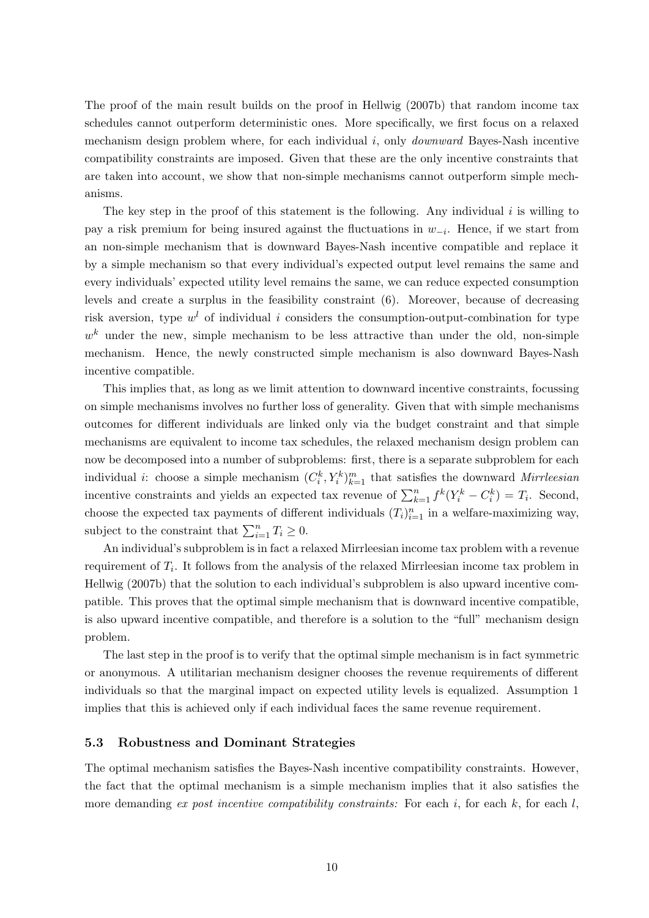The proof of the main result builds on the proof in Hellwig (2007b) that random income tax schedules cannot outperform deterministic ones. More specifically, we first focus on a relaxed mechanism design problem where, for each individual $i$, only *downward* Bayes-Nash incentive compatibility constraints are imposed. Given that these are the only incentive constraints that are taken into account, we show that non-simple mechanisms cannot outperform simple mechanisms.

The key step in the proof of this statement is the following. Any individual $i$ is willing to pay a risk premium for being insured against the fluctuations in $w_{-i}$. Hence, if we start from an non-simple mechanism that is downward Bayes-Nash incentive compatible and replace it by a simple mechanism so that every individual's expected output level remains the same and every individuals' expected utility level remains the same, we can reduce expected consumption levels and create a surplus in the feasibility constraint (6). Moreover, because of decreasing risk aversion, type $w^l$ of individual $i$ considers the consumption-output-combination for type $w^k$ under the new, simple mechanism to be less attractive than under the old, non-simple mechanism. Hence, the newly constructed simple mechanism is also downward Bayes-Nash incentive compatible.

This implies that, as long as we limit attention to downward incentive constraints, focussing on simple mechanisms involves no further loss of generality. Given that with simple mechanisms outcomes for different individuals are linked only via the budget constraint and that simple mechanisms are equivalent to income tax schedules, the relaxed mechanism design problem can now be decomposed into a number of subproblems: first, there is a separate subproblem for each individual $i$: choose a simple mechanism $(C_i^k, Y_i^k)_{k=1}^m$ that satisfies the downward *Mirrleesian* incentive constraints and yields an expected tax revenue of $\sum_{k=1}^n f^k(Y_i^k - C_i^k) = T_i$. Second, choose the expected tax payments of different individuals $(T_i)_{i=1}^n$ in a welfare-maximizing way, subject to the constraint that $\sum_{i=1}^n T_i \geq 0$.

An individual's subproblem is in fact a relaxed Mirrleesian income tax problem with a revenue requirement of $T_i$. It follows from the analysis of the relaxed Mirrleesian income tax problem in Hellwig (2007b) that the solution to each individual's subproblem is also upward incentive compatible. This proves that the optimal simple mechanism that is downward incentive compatible, is also upward incentive compatible, and therefore is a solution to the "full" mechanism design problem.

The last step in the proof is to verify that the optimal simple mechanism is in fact symmetric or anonymous. A utilitarian mechanism designer chooses the revenue requirements of different individuals so that the marginal impact on expected utility levels is equalized. Assumption 1 implies that this is achieved only if each individual faces the same revenue requirement.

### 5.3 Robustness and Dominant Strategies

The optimal mechanism satisfies the Bayes-Nash incentive compatibility constraints. However, the fact that the optimal mechanism is a simple mechanism implies that it also satisfies the more demanding *ex post incentive compatibility constraints:* For each $i$, for each $k$, for each $l$,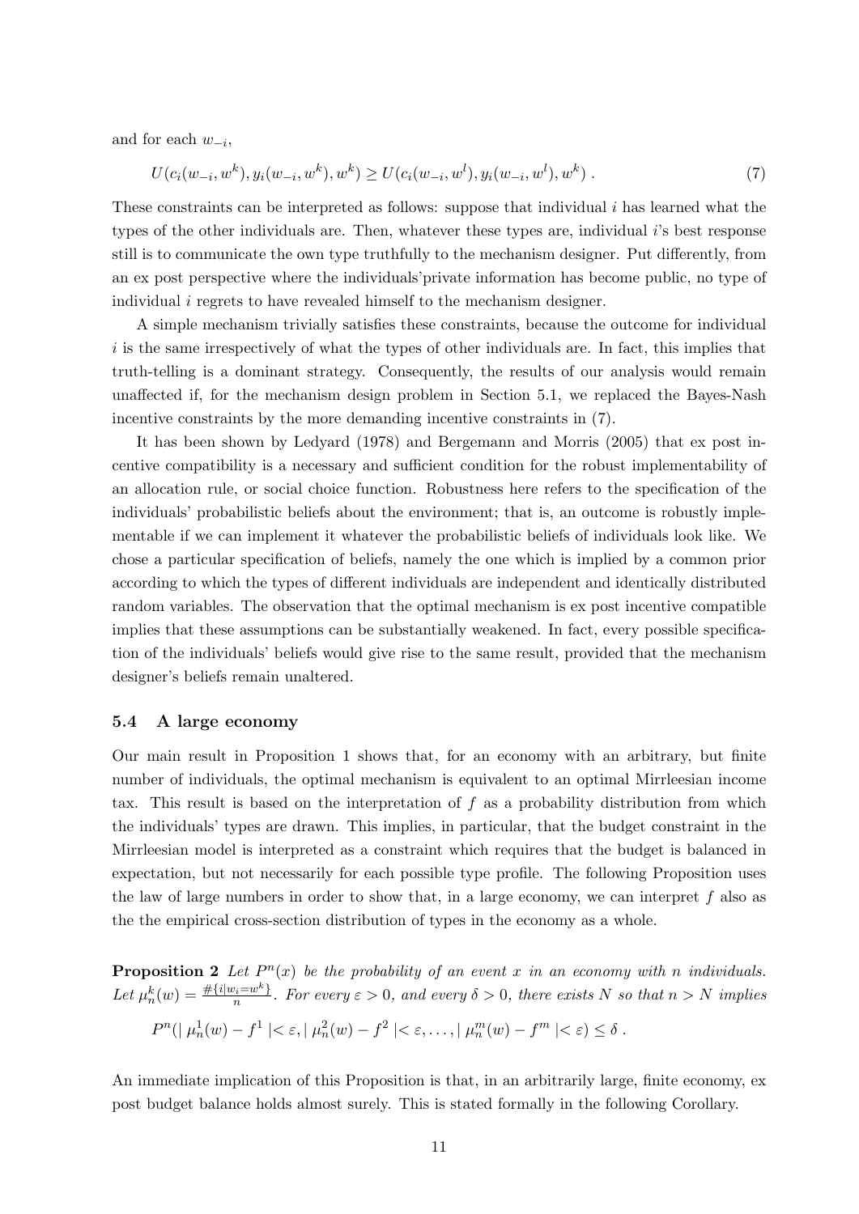and for each $w_{-i}$,

$$U(c_i(w_{-i}, w^k), y_i(w_{-i}, w^k), w^k) \geq U(c_i(w_{-i}, w^l), y_i(w_{-i}, w^l), w^k) \,. \tag{7}$$

These constraints can be interpreted as follows: suppose that individual $i$ has learned what the types of the other individuals are. Then, whatever these types are, individual $i$'s best response still is to communicate the own type truthfully to the mechanism designer. Put differently, from an ex post perspective where the individuals'private information has become public, no type of individual $i$ regrets to have revealed himself to the mechanism designer.

A simple mechanism trivially satisfies these constraints, because the outcome for individual $i$ is the same irrespectively of what the types of other individuals are. In fact, this implies that truth-telling is a dominant strategy. Consequently, the results of our analysis would remain unaffected if, for the mechanism design problem in Section 5.1, we replaced the Bayes-Nash incentive constraints by the more demanding incentive constraints in (7).

It has been shown by Ledyard (1978) and Bergemann and Morris (2005) that ex post incentive compatibility is a necessary and sufficient condition for the robust implementability of an allocation rule, or social choice function. Robustness here refers to the specification of the individuals' probabilistic beliefs about the environment; that is, an outcome is robustly implementable if we can implement it whatever the probabilistic beliefs of individuals look like. We chose a particular specification of beliefs, namely the one which is implied by a common prior according to which the types of different individuals are independent and identically distributed random variables. The observation that the optimal mechanism is ex post incentive compatible implies that these assumptions can be substantially weakened. In fact, every possible specification of the individuals' beliefs would give rise to the same result, provided that the mechanism designer's beliefs remain unaltered.

### 5.4 A large economy

Our main result in Proposition 1 shows that, for an economy with an arbitrary, but finite number of individuals, the optimal mechanism is equivalent to an optimal Mirrleesian income tax. This result is based on the interpretation of $f$ as a probability distribution from which the individuals' types are drawn. This implies, in particular, that the budget constraint in the Mirrleesian model is interpreted as a constraint which requires that the budget is balanced in expectation, but not necessarily for each possible type profile. The following Proposition uses the law of large numbers in order to show that, in a large economy, we can interpret $f$ also as the the empirical cross-section distribution of types in the economy as a whole.

**Proposition 2** *Let $P^n(x)$ be the probability of an event $x$ in an economy with $n$ individuals. Let $\mu_n^k(w) = \frac{\#\{i | w_i = w^k\}}{n}$. For every $\varepsilon > 0$, and every $\delta > 0$, there exists $N$ so that $n > N$ implies*

$$P^n(\mid \mu_n^1(w) - f^1 \mid < \varepsilon, \mid \mu_n^2(w) - f^2 \mid < \varepsilon, \ldots, \mid \mu_n^m(w) - f^m \mid < \varepsilon) \leq \delta \,.$$

An immediate implication of this Proposition is that, in an arbitrarily large, finite economy, ex post budget balance holds almost surely. This is stated formally in the following Corollary.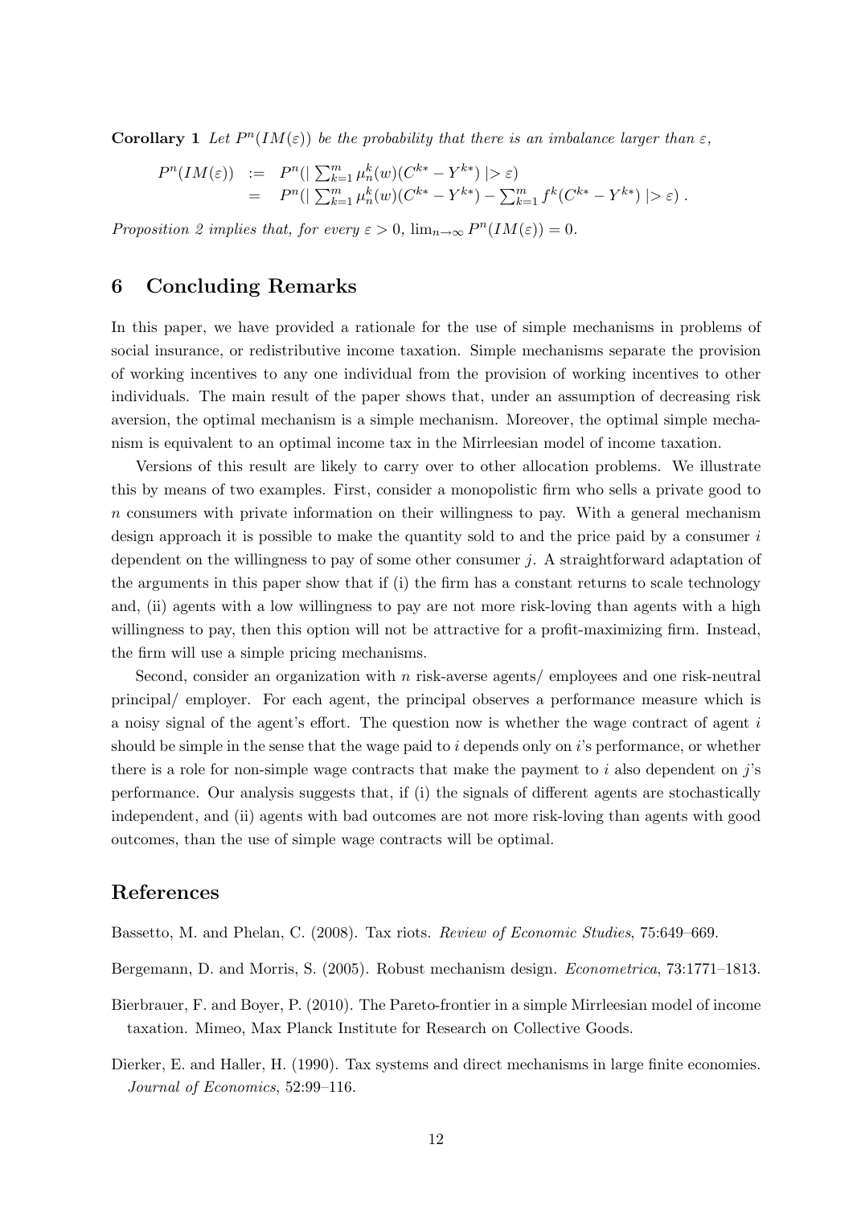**Corollary 1** *Let $P^n(IM(\varepsilon))$ be the probability that there is an imbalance larger than $\varepsilon$,*

$$\begin{array}{rcl} P^n(IM(\varepsilon)) & := & P^n(\mid \sum_{k=1}^{m} \mu_n^k(w)(C^{k*} - Y^{k*}) \mid > \varepsilon) \\ & = & P^n(\mid \sum_{k=1}^{m} \mu_n^k(w)(C^{k*} - Y^{k*}) - \sum_{k=1}^{m} f^k(C^{k*} - Y^{k*}) \mid > \varepsilon) \, . \end{array}$$

*Proposition 2 implies that, for every $\varepsilon > 0$, $\lim_{n\to\infty} P^n(IM(\varepsilon)) = 0$.*

## 6 Concluding Remarks

In this paper, we have provided a rationale for the use of simple mechanisms in problems of social insurance, or redistributive income taxation. Simple mechanisms separate the provision of working incentives to any one individual from the provision of working incentives to other individuals. The main result of the paper shows that, under an assumption of decreasing risk aversion, the optimal mechanism is a simple mechanism. Moreover, the optimal simple mechanism is equivalent to an optimal income tax in the Mirrleesian model of income taxation.

Versions of this result are likely to carry over to other allocation problems. We illustrate this by means of two examples. First, consider a monopolistic firm who sells a private good to $n$ consumers with private information on their willingness to pay. With a general mechanism design approach it is possible to make the quantity sold to and the price paid by a consumer $i$ dependent on the willingness to pay of some other consumer $j$. A straightforward adaptation of the arguments in this paper show that if (i) the firm has a constant returns to scale technology and, (ii) agents with a low willingness to pay are not more risk-loving than agents with a high willingness to pay, then this option will not be attractive for a profit-maximizing firm. Instead, the firm will use a simple pricing mechanisms.

Second, consider an organization with $n$ risk-averse agents/ employees and one risk-neutral principal/ employer. For each agent, the principal observes a performance measure which is a noisy signal of the agent's effort. The question now is whether the wage contract of agent $i$ should be simple in the sense that the wage paid to $i$ depends only on $i$'s performance, or whether there is a role for non-simple wage contracts that make the payment to $i$ also dependent on $j$'s performance. Our analysis suggests that, if (i) the signals of different agents are stochastically independent, and (ii) agents with bad outcomes are not more risk-loving than agents with good outcomes, than the use of simple wage contracts will be optimal.

## References

Bassetto, M. and Phelan, C. (2008). Tax riots. *Review of Economic Studies*, 75:649–669.

Bergemann, D. and Morris, S. (2005). Robust mechanism design. *Econometrica*, 73:1771–1813.

Bierbrauer, F. and Boyer, P. (2010). The Pareto-frontier in a simple Mirrleesian model of income taxation. Mimeo, Max Planck Institute for Research on Collective Goods.

Dierker, E. and Haller, H. (1990). Tax systems and direct mechanisms in large finite economies. *Journal of Economics*, 52:99–116.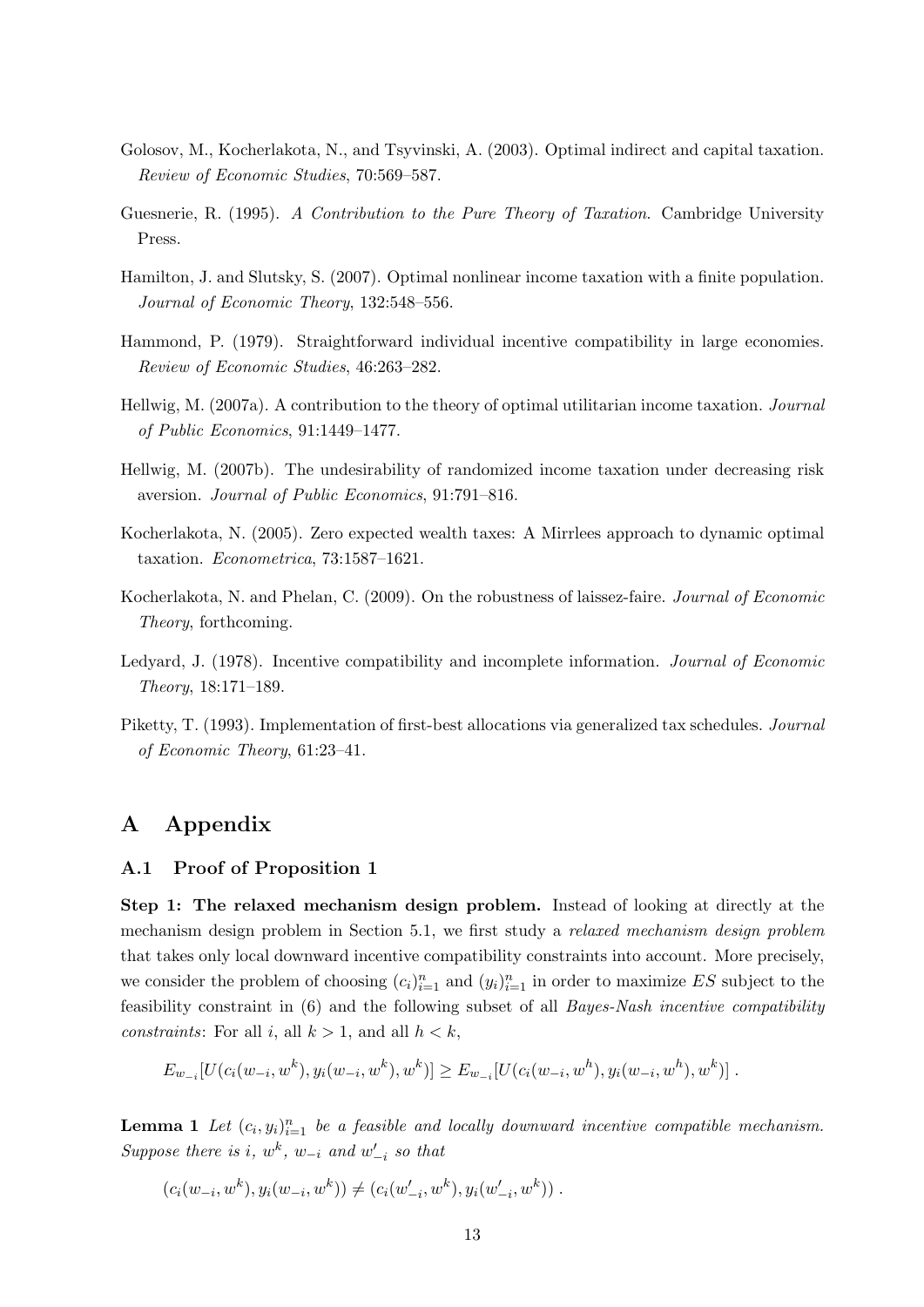Golosov, M., Kocherlakota, N., and Tsyvinski, A. (2003). Optimal indirect and capital taxation. *Review of Economic Studies*, 70:569–587.

Guesnerie, R. (1995). *A Contribution to the Pure Theory of Taxation*. Cambridge University Press.

Hamilton, J. and Slutsky, S. (2007). Optimal nonlinear income taxation with a finite population. *Journal of Economic Theory*, 132:548–556.

Hammond, P. (1979). Straightforward individual incentive compatibility in large economies. *Review of Economic Studies*, 46:263–282.

Hellwig, M. (2007a). A contribution to the theory of optimal utilitarian income taxation. *Journal of Public Economics*, 91:1449–1477.

Hellwig, M. (2007b). The undesirability of randomized income taxation under decreasing risk aversion. *Journal of Public Economics*, 91:791–816.

Kocherlakota, N. (2005). Zero expected wealth taxes: A Mirrlees approach to dynamic optimal taxation. *Econometrica*, 73:1587–1621.

Kocherlakota, N. and Phelan, C. (2009). On the robustness of laissez-faire. *Journal of Economic Theory*, forthcoming.

Ledyard, J. (1978). Incentive compatibility and incomplete information. *Journal of Economic Theory*, 18:171–189.

Piketty, T. (1993). Implementation of first-best allocations via generalized tax schedules. *Journal of Economic Theory*, 61:23–41.

# A Appendix

## A.1 Proof of Proposition 1

**Step 1: The relaxed mechanism design problem.** Instead of looking at directly at the mechanism design problem in Section 5.1, we first study a *relaxed mechanism design problem* that takes only local downward incentive compatibility constraints into account. More precisely, we consider the problem of choosing $(c_i)_{i=1}^n$ and $(y_i)_{i=1}^n$ in order to maximize $ES$ subject to the feasibility constraint in (6) and the following subset of all *Bayes-Nash incentive compatibility constraints*: For all $i$, all $k > 1$, and all $h < k$,

$$E_{w_{-i}}[U(c_i(w_{-i}, w^k), y_i(w_{-i}, w^k), w^k)] \geq E_{w_{-i}}[U(c_i(w_{-i}, w^h), y_i(w_{-i}, w^h), w^k)] \, .$$

**Lemma 1** *Let $(c_i, y_i)_{i=1}^n$ be a feasible and locally downward incentive compatible mechanism. Suppose there is $i$, $w^k$, $w_{-i}$ and $w'_{-i}$ so that*

$$(c_i(w_{-i}, w^k), y_i(w_{-i}, w^k)) \neq (c_i(w'_{-i}, w^k), y_i(w'_{-i}, w^k)) \, .$$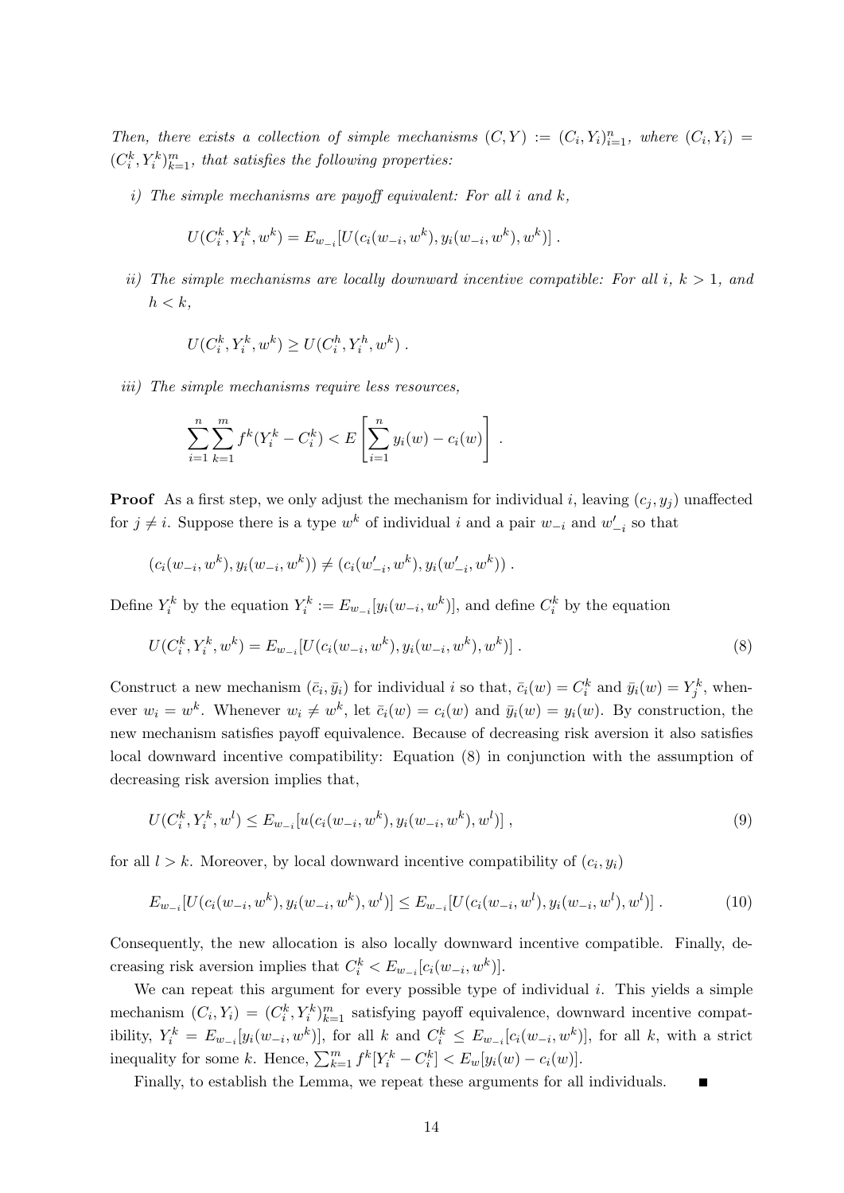*Then, there exists a collection of simple mechanisms $(C, Y) := (C_i, Y_i)_{i=1}^n$, where $(C_i, Y_i) = (C_i^k, Y_i^k)_{k=1}^m$, that satisfies the following properties:*

*i) The simple mechanisms are payoff equivalent: For all $i$ and $k$,*

$$U(C_i^k, Y_i^k, w^k) = E_{w_{-i}}[U(c_i(w_{-i}, w^k), y_i(w_{-i}, w^k), w^k)] \ .$$

*ii) The simple mechanisms are locally downward incentive compatible: For all $i$, $k > 1$, and $h < k$,*

$$U(C_i^k, Y_i^k, w^k) \geq U(C_i^h, Y_i^h, w^k) \ .$$

*iii) The simple mechanisms require less resources,*

$$\sum_{i=1}^n \sum_{k=1}^m f^k(Y_i^k - C_i^k) < E\left[\sum_{i=1}^n y_i(w) - c_i(w)\right] \ .$$

**Proof** As a first step, we only adjust the mechanism for individual $i$, leaving $(c_j, y_j)$ unaffected for $j \neq i$. Suppose there is a type $w^k$ of individual $i$ and a pair $w_{-i}$ and $w'_{-i}$ so that

$$(c_i(w_{-i}, w^k), y_i(w_{-i}, w^k)) \neq (c_i(w'_{-i}, w^k), y_i(w'_{-i}, w^k)) \ .$$

Define $Y_i^k$ by the equation $Y_i^k := E_{w_{-i}}[y_i(w_{-i}, w^k)]$, and define $C_i^k$ by the equation

$$U(C_i^k, Y_i^k, w^k) = E_{w_{-i}}[U(c_i(w_{-i}, w^k), y_i(w_{-i}, w^k), w^k)] \ . \tag{8}$$

Construct a new mechanism $(\bar{c}_i, \bar{y}_i)$ for individual $i$ so that, $\bar{c}_i(w) = C_i^k$ and $\bar{y}_i(w) = Y_j^k$, whenever $w_i = w^k$. Whenever $w_i \neq w^k$, let $\bar{c}_i(w) = c_i(w)$ and $\bar{y}_i(w) = y_i(w)$. By construction, the new mechanism satisfies payoff equivalence. Because of decreasing risk aversion it also satisfies local downward incentive compatibility: Equation (8) in conjunction with the assumption of decreasing risk aversion implies that,

$$U(C_i^k, Y_i^k, w^l) \leq E_{w_{-i}}[u(c_i(w_{-i}, w^k), y_i(w_{-i}, w^k), w^l)] \ , \tag{9}$$

for all $l > k$. Moreover, by local downward incentive compatibility of $(c_i, y_i)$

$$E_{w_{-i}}[U(c_i(w_{-i}, w^k), y_i(w_{-i}, w^k), w^l)] \leq E_{w_{-i}}[U(c_i(w_{-i}, w^l), y_i(w_{-i}, w^l), w^l)] \ . \tag{10}$$

Consequently, the new allocation is also locally downward incentive compatible. Finally, decreasing risk aversion implies that $C_i^k < E_{w_{-i}}[c_i(w_{-i}, w^k)]$.

We can repeat this argument for every possible type of individual $i$. This yields a simple mechanism $(C_i, Y_i) = (C_i^k, Y_i^k)_{k=1}^m$ satisfying payoff equivalence, downward incentive compatibility, $Y_i^k = E_{w_{-i}}[y_i(w_{-i}, w^k)]$, for all $k$ and $C_i^k \leq E_{w_{-i}}[c_i(w_{-i}, w^k)]$, for all $k$, with a strict inequality for some $k$. Hence, $\sum_{k=1}^m f^k[Y_i^k - C_i^k] < E_w[y_i(w) - c_i(w)]$.

Finally, to establish the Lemma, we repeat these arguments for all individuals. ∎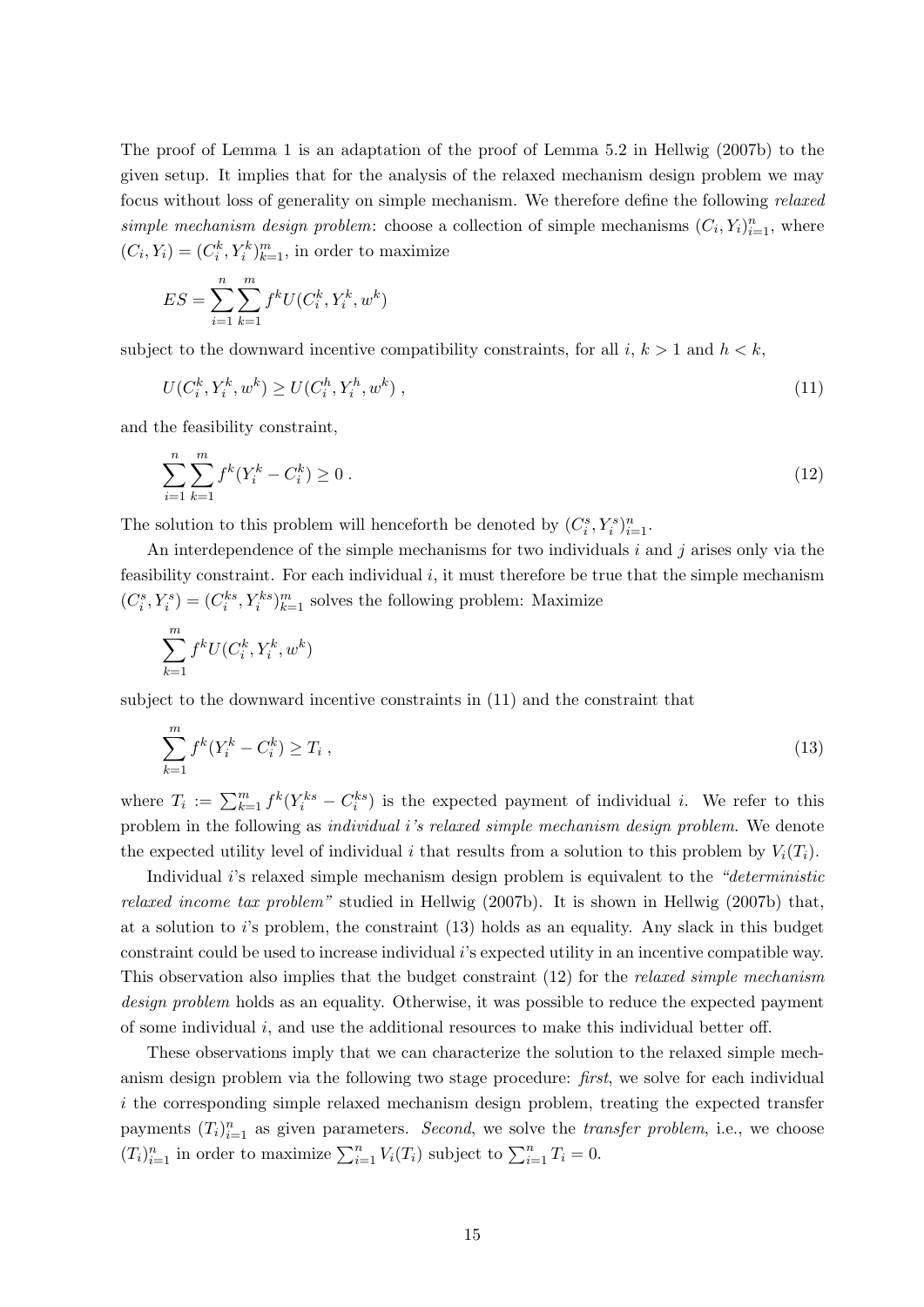The proof of Lemma 1 is an adaptation of the proof of Lemma 5.2 in Hellwig (2007b) to the given setup. It implies that for the analysis of the relaxed mechanism design problem we may focus without loss of generality on simple mechanism. We therefore define the following *relaxed simple mechanism design problem*: choose a collection of simple mechanisms $(C_i, Y_i)_{i=1}^n$, where $(C_i, Y_i) = (C_i^k, Y_i^k)_{k=1}^m$, in order to maximize

$$ES = \sum_{i=1}^{n} \sum_{k=1}^{m} f^k U(C_i^k, Y_i^k, w^k)$$

subject to the downward incentive compatibility constraints, for all $i$, $k > 1$ and $h < k$,

$$U(C_i^k, Y_i^k, w^k) \geq U(C_i^h, Y_i^h, w^k) \; , \tag{11}$$

and the feasibility constraint,

$$\sum_{i=1}^{n} \sum_{k=1}^{m} f^k (Y_i^k - C_i^k) \geq 0 \; . \tag{12}$$

The solution to this problem will henceforth be denoted by $(C_i^s, Y_i^s)_{i=1}^n$.

An interdependence of the simple mechanisms for two individuals $i$ and $j$ arises only via the feasibility constraint. For each individual $i$, it must therefore be true that the simple mechanism $(C_i^s, Y_i^s) = (C_i^{ks}, Y_i^{ks})_{k=1}^m$ solves the following problem: Maximize

$$\sum_{k=1}^{m} f^k U(C_i^k, Y_i^k, w^k)$$

subject to the downward incentive constraints in (11) and the constraint that

$$\sum_{k=1}^{m} f^k (Y_i^k - C_i^k) \geq T_i \; , \tag{13}$$

where $T_i := \sum_{k=1}^{m} f^k (Y_i^{ks} - C_i^{ks})$ is the expected payment of individual $i$. We refer to this problem in the following as *individual i's relaxed simple mechanism design problem*. We denote the expected utility level of individual $i$ that results from a solution to this problem by $V_i(T_i)$.

Individual $i$'s relaxed simple mechanism design problem is equivalent to the *"deterministic relaxed income tax problem"* studied in Hellwig (2007b). It is shown in Hellwig (2007b) that, at a solution to $i$'s problem, the constraint (13) holds as an equality. Any slack in this budget constraint could be used to increase individual $i$'s expected utility in an incentive compatible way. This observation also implies that the budget constraint (12) for the *relaxed simple mechanism design problem* holds as an equality. Otherwise, it was possible to reduce the expected payment of some individual $i$, and use the additional resources to make this individual better off.

These observations imply that we can characterize the solution to the relaxed simple mechanism design problem via the following two stage procedure: *first*, we solve for each individual $i$ the corresponding simple relaxed mechanism design problem, treating the expected transfer payments $(T_i)_{i=1}^n$ as given parameters. *Second*, we solve the *transfer problem*, i.e., we choose $(T_i)_{i=1}^n$ in order to maximize $\sum_{i=1}^n V_i(T_i)$ subject to $\sum_{i=1}^n T_i = 0$.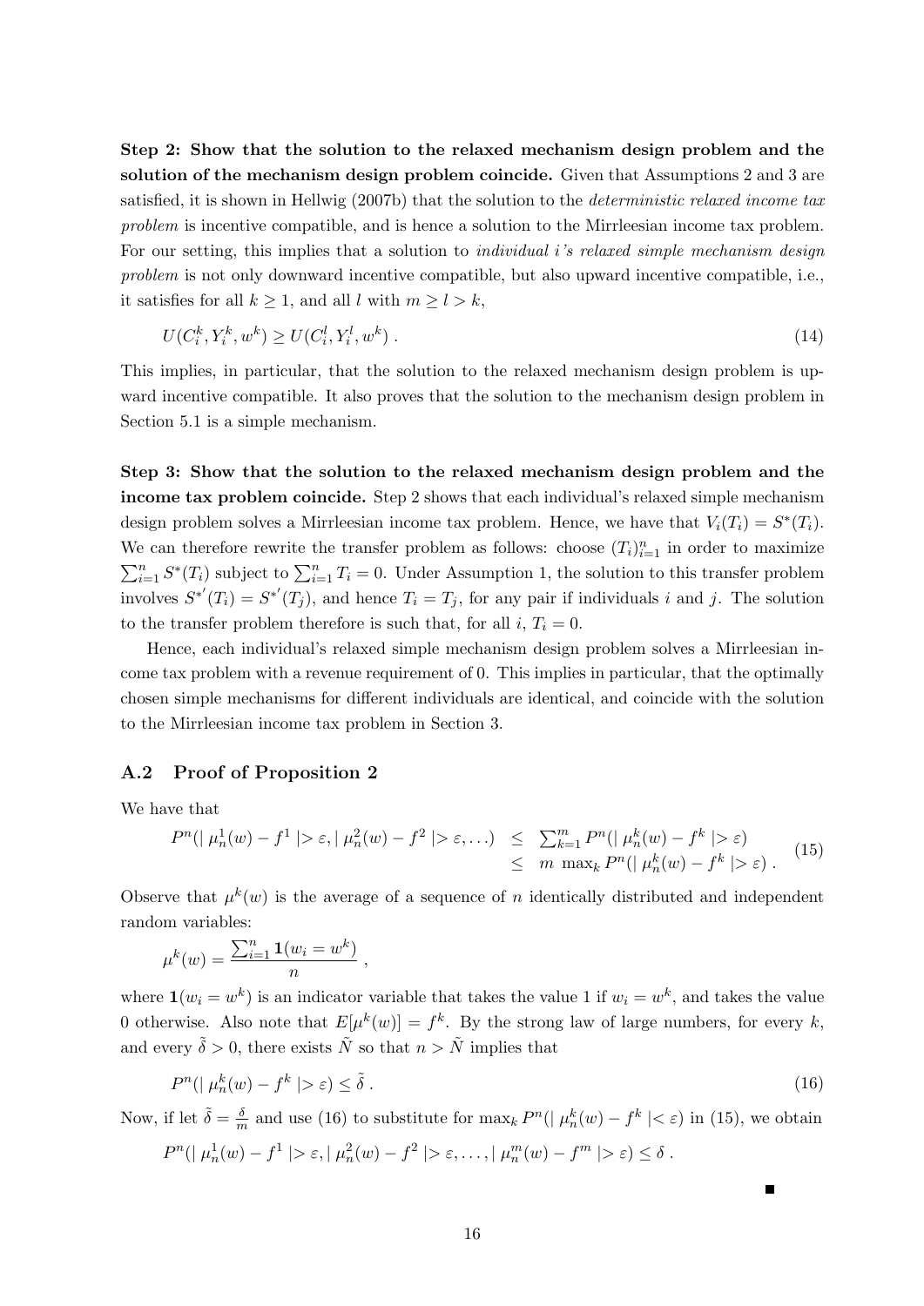**Step 2: Show that the solution to the relaxed mechanism design problem and the solution of the mechanism design problem coincide.** Given that Assumptions 2 and 3 are satisfied, it is shown in Hellwig (2007b) that the solution to the *deterministic relaxed income tax problem* is incentive compatible, and is hence a solution to the Mirrleesian income tax problem. For our setting, this implies that a solution to *individual i's relaxed simple mechanism design problem* is not only downward incentive compatible, but also upward incentive compatible, i.e., it satisfies for all $k \geq 1$, and all $l$ with $m \geq l > k$,

$$U(C_i^k, Y_i^k, w^k) \geq U(C_i^l, Y_i^l, w^k) \; . \tag{14}$$

This implies, in particular, that the solution to the relaxed mechanism design problem is upward incentive compatible. It also proves that the solution to the mechanism design problem in Section 5.1 is a simple mechanism.

**Step 3: Show that the solution to the relaxed mechanism design problem and the income tax problem coincide.** Step 2 shows that each individual's relaxed simple mechanism design problem solves a Mirrleesian income tax problem. Hence, we have that $V_i(T_i) = S^*(T_i)$. We can therefore rewrite the transfer problem as follows: choose $(T_i)_{i=1}^n$ in order to maximize $\sum_{i=1}^n S^*(T_i)$ subject to $\sum_{i=1}^n T_i = 0$. Under Assumption 1, the solution to this transfer problem involves $S^{*'}(T_i) = S^{*'}(T_j)$, and hence $T_i = T_j$, for any pair if individuals $i$ and $j$. The solution to the transfer problem therefore is such that, for all $i$, $T_i = 0$.

Hence, each individual's relaxed simple mechanism design problem solves a Mirrleesian income tax problem with a revenue requirement of 0. This implies in particular, that the optimally chosen simple mechanisms for different individuals are identical, and coincide with the solution to the Mirrleesian income tax problem in Section 3.

## A.2 Proof of Proposition 2

We have that

$$\begin{aligned} P^n(\mid \mu_n^1(w) - f^1 \mid > \varepsilon, \mid \mu_n^2(w) - f^2 \mid > \varepsilon, \ldots) &\leq \sum_{k=1}^m P^n(\mid \mu_n^k(w) - f^k \mid > \varepsilon) \\ &\leq m \; \max_k P^n(\mid \mu_n^k(w) - f^k \mid > \varepsilon) \; . \end{aligned} \tag{15}$$

Observe that $\mu^k(w)$ is the average of a sequence of $n$ identically distributed and independent random variables:

$$\mu^k(w) = \frac{\sum_{i=1}^n \mathbf{1}(w_i = w^k)}{n} \; ,$$

where $\mathbf{1}(w_i = w^k)$ is an indicator variable that takes the value 1 if $w_i = w^k$, and takes the value 0 otherwise. Also note that $E[\mu^k(w)] = f^k$. By the strong law of large numbers, for every $k$, and every $\tilde{\delta} > 0$, there exists $\tilde{N}$ so that $n > \tilde{N}$ implies that

$$P^n(\mid \mu_n^k(w) - f^k \mid > \varepsilon) \leq \tilde{\delta} \; . \tag{16}$$

Now, if let $\tilde{\delta} = \frac{\delta}{m}$ and use (16) to substitute for $\max_k P^n(\mid \mu_n^k(w) - f^k \mid < \varepsilon)$ in (15), we obtain

$$P^n(\mid \mu_n^1(w) - f^1 \mid > \varepsilon, \mid \mu_n^2(w) - f^2 \mid > \varepsilon, \ldots, \mid \mu_n^m(w) - f^m \mid > \varepsilon) \leq \delta \; .$$

■